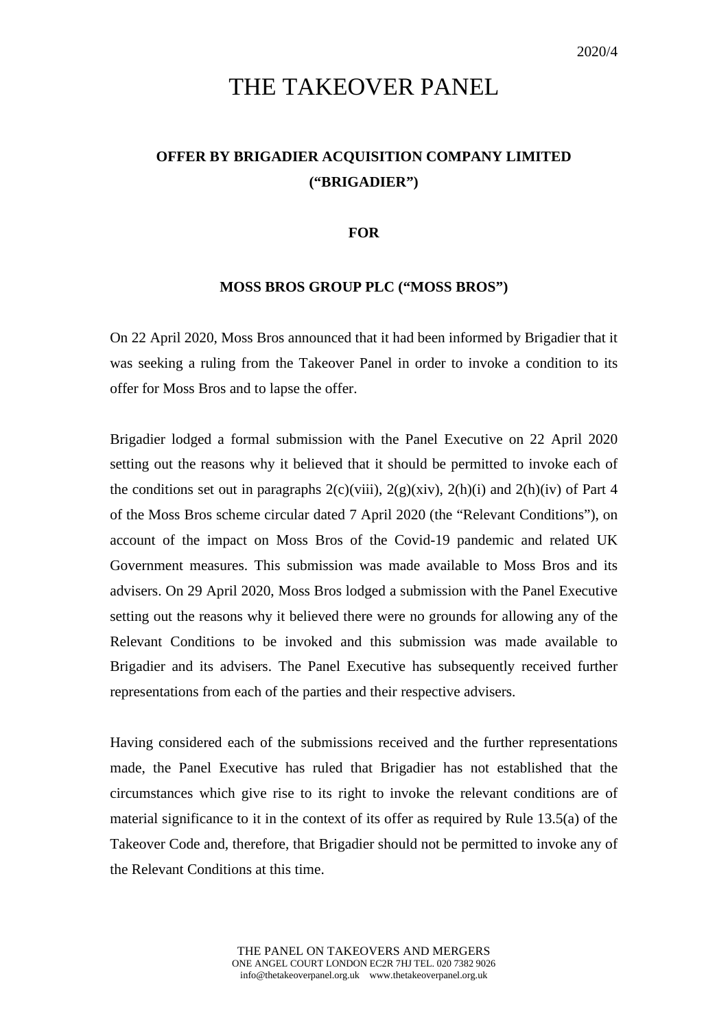2020/4

# THE TAKEOVER PANEL

## OFFER BY BRIGADIER ACQUISITION COMPANY LIMITED ("BRIGADIER")

**FOR**

**MOSS BROS GROUP PLC ("MOSS BROS")**

On 22 April 2020, Moss Bros announced that it had been informed by Brigadier that it was seeking a ruling from the Takeover Panel in order to invoke a condition to its offer for Moss Bros and to lapse the offer.

Brigadier lodged a formal submission with the Panel Executive on 22 April 2020 setting out the reasons why it believed that it should be permitted to invoke each of the conditions set out in paragraphs 2(c)(viii), 2(g)(xiv), 2(h)(i) and 2(h)(iv) of Part 4 of the Moss Bros scheme circular dated 7 April 2020 (the "Relevant Conditions"), on account of the impact on Moss Bros of the Covid-19 pandemic and related UK Government measures. This submission was made available to Moss Bros and its advisers. On 29 April 2020, Moss Bros lodged a submission with the Panel Executive setting out the reasons why it believed there were no grounds for allowing any of the Relevant Conditions to be invoked and this submission was made available to Brigadier and its advisers. The Panel Executive has subsequently received further representations from each of the parties and their respective advisers.

Having considered each of the submissions received and the further representations made, the Panel Executive has ruled that Brigadier has not established that the circumstances which give rise to its right to invoke the relevant conditions are of material significance to it in the context of its offer as required by Rule 13.5(a) of the Takeover Code and, therefore, that Brigadier should not be permitted to invoke any of the Relevant Conditions at this time.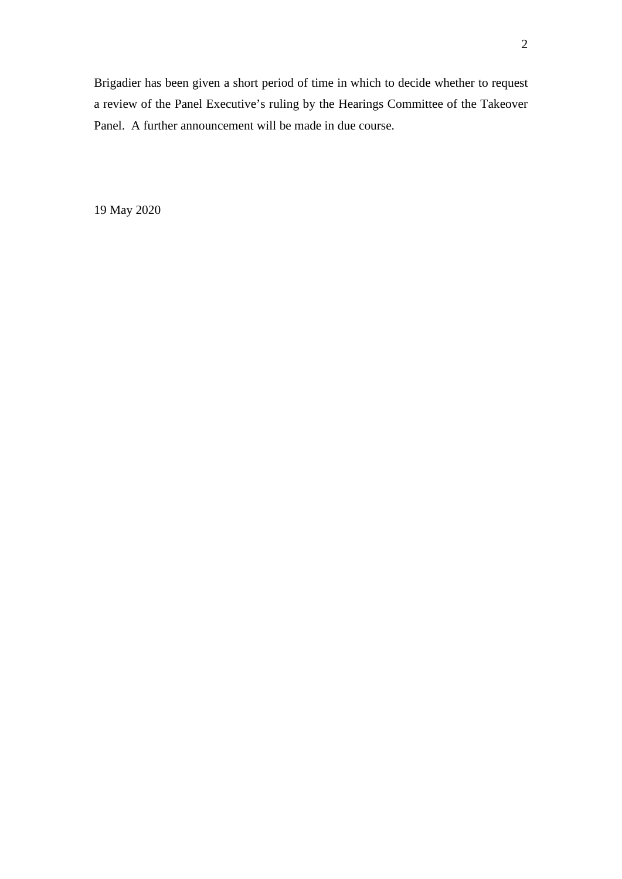Brigadier has been given a short period of time in which to decide whether to request a review of the Panel Executive's ruling by the Hearings Committee of the Takeover Panel. A further announcement will be made in due course.

19 May 2020